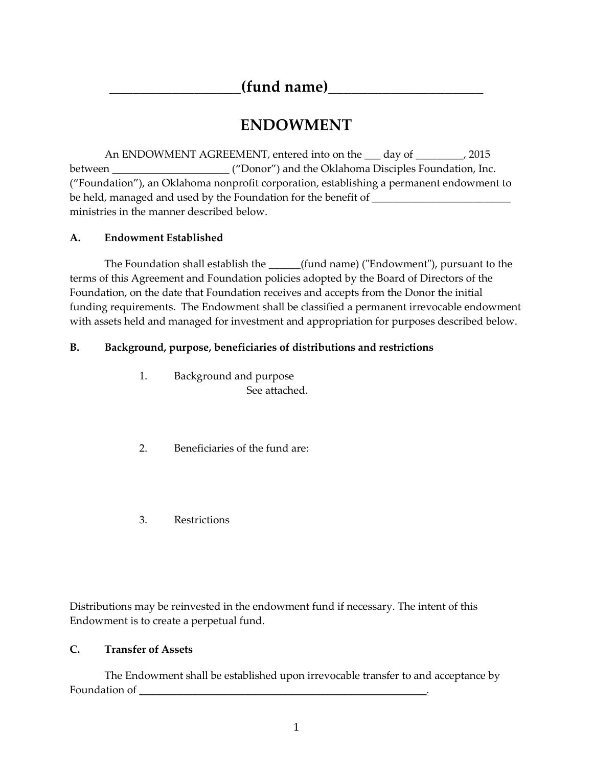# ___________________(fund name)______________________

# ENDOWMENT

An ENDOWMENT AGREEMENT, entered into on the ___ day of _________, 2015 between ______________________ ("Donor") and the Oklahoma Disciples Foundation, Inc. ("Foundation"), an Oklahoma nonprofit corporation, establishing a permanent endowment to be held, managed and used by the Foundation for the benefit of __________________________ ministries in the manner described below.

**A. Endowment Established**

The Foundation shall establish the ______(fund name) ("Endowment"), pursuant to the terms of this Agreement and Foundation policies adopted by the Board of Directors of the Foundation, on the date that Foundation receives and accepts from the Donor the initial funding requirements. The Endowment shall be classified a permanent irrevocable endowment with assets held and managed for investment and appropriation for purposes described below.

**B. Background, purpose, beneficiaries of distributions and restrictions**

1. Background and purpose

   See attached.

2. Beneficiaries of the fund are:

3. Restrictions

Distributions may be reinvested in the endowment fund if necessary. The intent of this Endowment is to create a perpetual fund.

**C. Transfer of Assets**

The Endowment shall be established upon irrevocable transfer to and acceptance by Foundation of **__________________________________________________________**.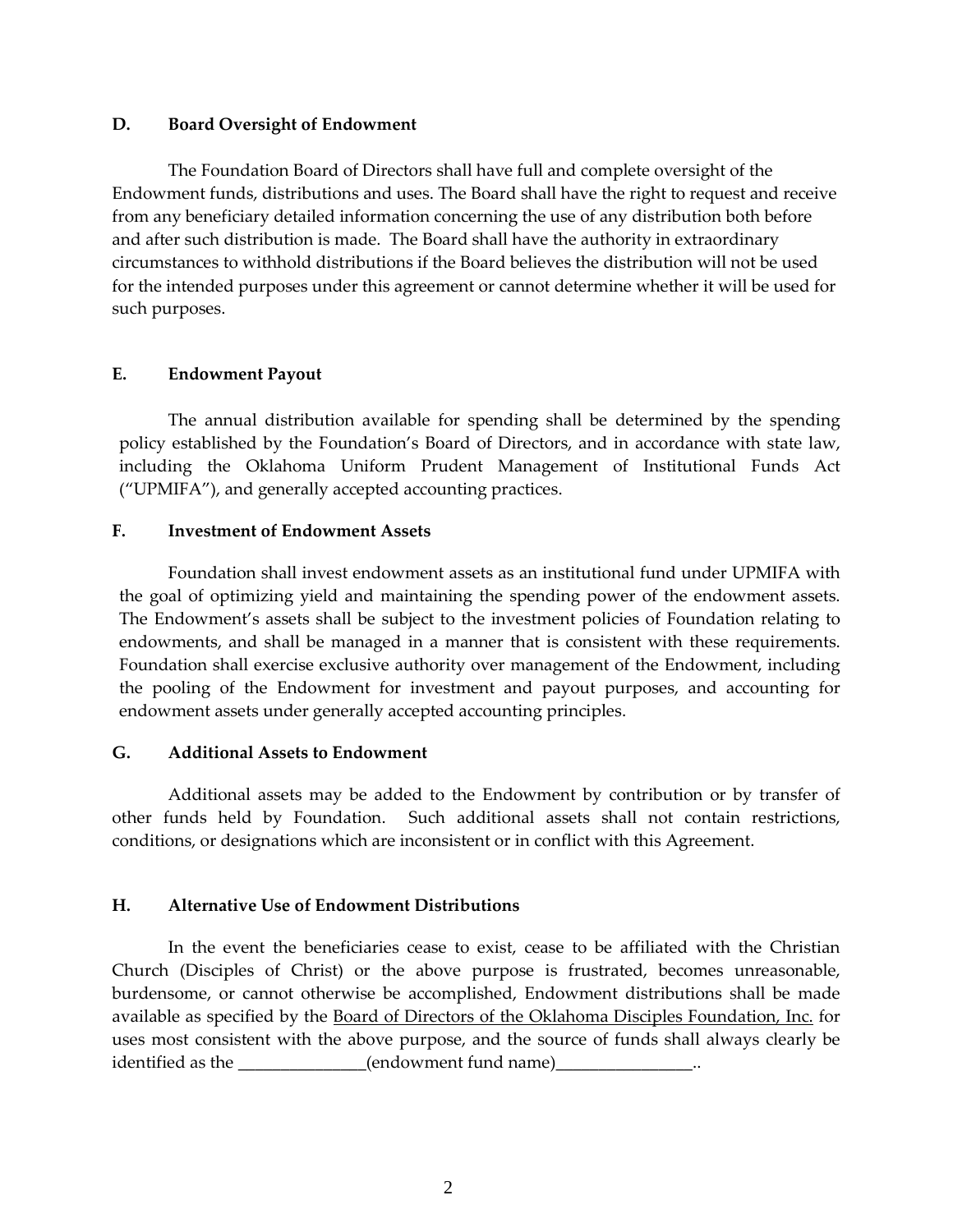**D. Board Oversight of Endowment**

The Foundation Board of Directors shall have full and complete oversight of the Endowment funds, distributions and uses. The Board shall have the right to request and receive from any beneficiary detailed information concerning the use of any distribution both before and after such distribution is made. The Board shall have the authority in extraordinary circumstances to withhold distributions if the Board believes the distribution will not be used for the intended purposes under this agreement or cannot determine whether it will be used for such purposes.

**E. Endowment Payout**

The annual distribution available for spending shall be determined by the spending policy established by the Foundation's Board of Directors, and in accordance with state law, including the Oklahoma Uniform Prudent Management of Institutional Funds Act ("UPMIFA"), and generally accepted accounting practices.

**F. Investment of Endowment Assets**

Foundation shall invest endowment assets as an institutional fund under UPMIFA with the goal of optimizing yield and maintaining the spending power of the endowment assets. The Endowment's assets shall be subject to the investment policies of Foundation relating to endowments, and shall be managed in a manner that is consistent with these requirements. Foundation shall exercise exclusive authority over management of the Endowment, including the pooling of the Endowment for investment and payout purposes, and accounting for endowment assets under generally accepted accounting principles.

**G. Additional Assets to Endowment**

Additional assets may be added to the Endowment by contribution or by transfer of other funds held by Foundation. Such additional assets shall not contain restrictions, conditions, or designations which are inconsistent or in conflict with this Agreement.

**H. Alternative Use of Endowment Distributions**

In the event the beneficiaries cease to exist, cease to be affiliated with the Christian Church (Disciples of Christ) or the above purpose is frustrated, becomes unreasonable, burdensome, or cannot otherwise be accomplished, Endowment distributions shall be made available as specified by the <u>Board of Directors of the Oklahoma Disciples Foundation, Inc.</u> for uses most consistent with the above purpose, and the source of funds shall always clearly be identified as the _______________(endowment fund name)________________..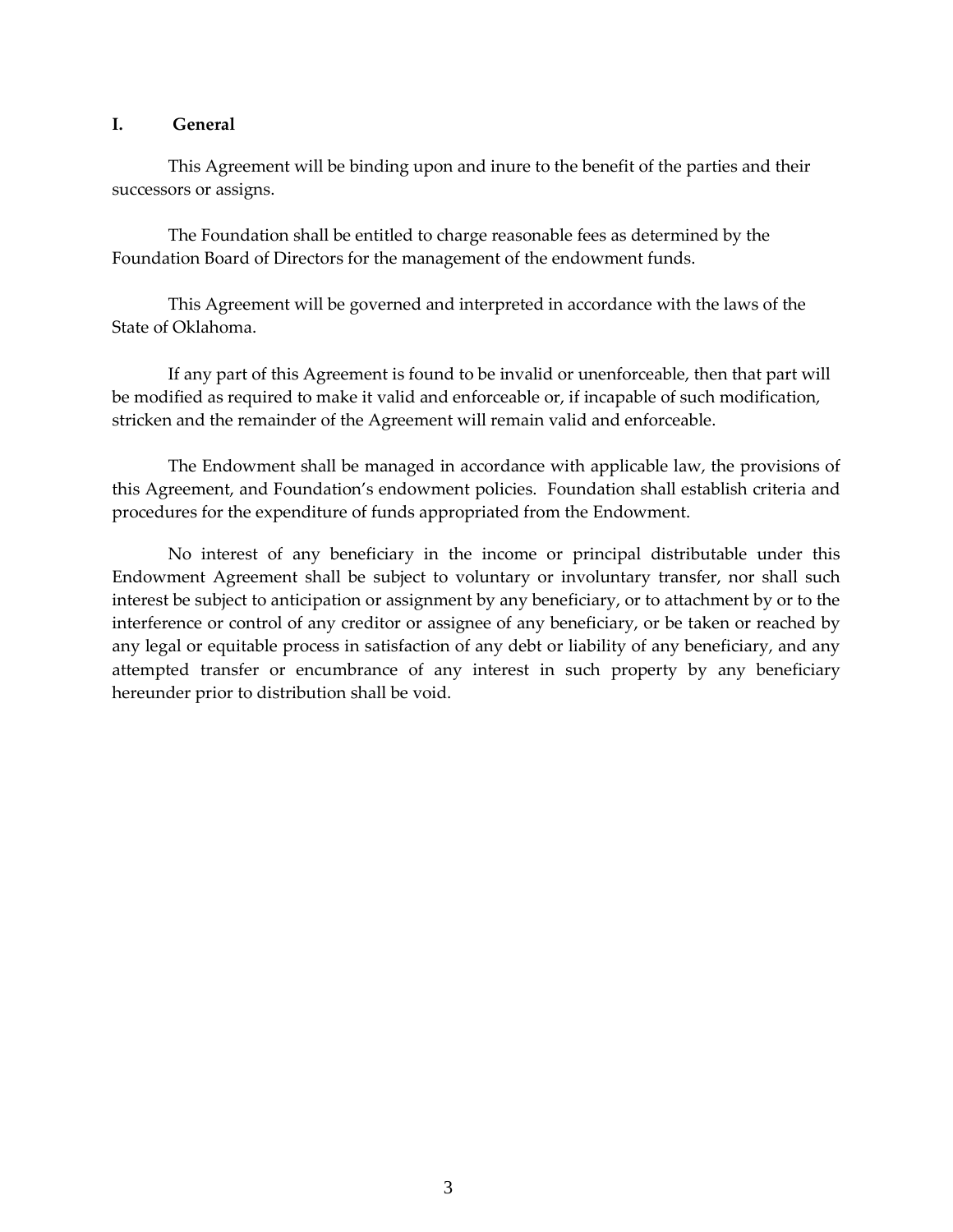## I. General

This Agreement will be binding upon and inure to the benefit of the parties and their successors or assigns.

The Foundation shall be entitled to charge reasonable fees as determined by the Foundation Board of Directors for the management of the endowment funds.

This Agreement will be governed and interpreted in accordance with the laws of the State of Oklahoma.

If any part of this Agreement is found to be invalid or unenforceable, then that part will be modified as required to make it valid and enforceable or, if incapable of such modification, stricken and the remainder of the Agreement will remain valid and enforceable.

The Endowment shall be managed in accordance with applicable law, the provisions of this Agreement, and Foundation's endowment policies. Foundation shall establish criteria and procedures for the expenditure of funds appropriated from the Endowment.

No interest of any beneficiary in the income or principal distributable under this Endowment Agreement shall be subject to voluntary or involuntary transfer, nor shall such interest be subject to anticipation or assignment by any beneficiary, or to attachment by or to the interference or control of any creditor or assignee of any beneficiary, or be taken or reached by any legal or equitable process in satisfaction of any debt or liability of any beneficiary, and any attempted transfer or encumbrance of any interest in such property by any beneficiary hereunder prior to distribution shall be void.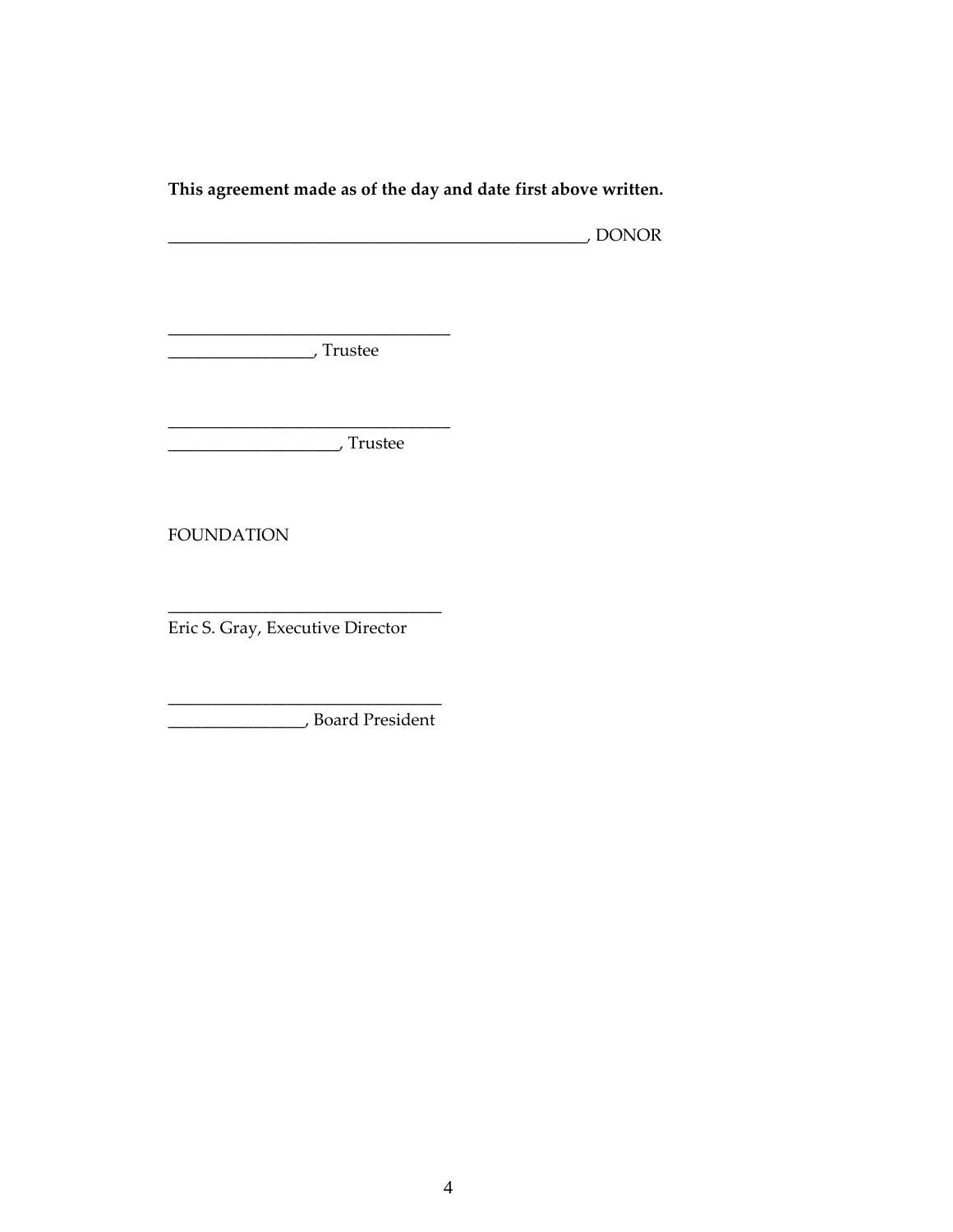**This agreement made as of the day and date first above written.**

____________________________________________________, DONOR

___________________________________
_________________, Trustee

___________________________________
____________________, Trustee

FOUNDATION

__________________________________
Eric S. Gray, Executive Director

__________________________________
________________, Board President